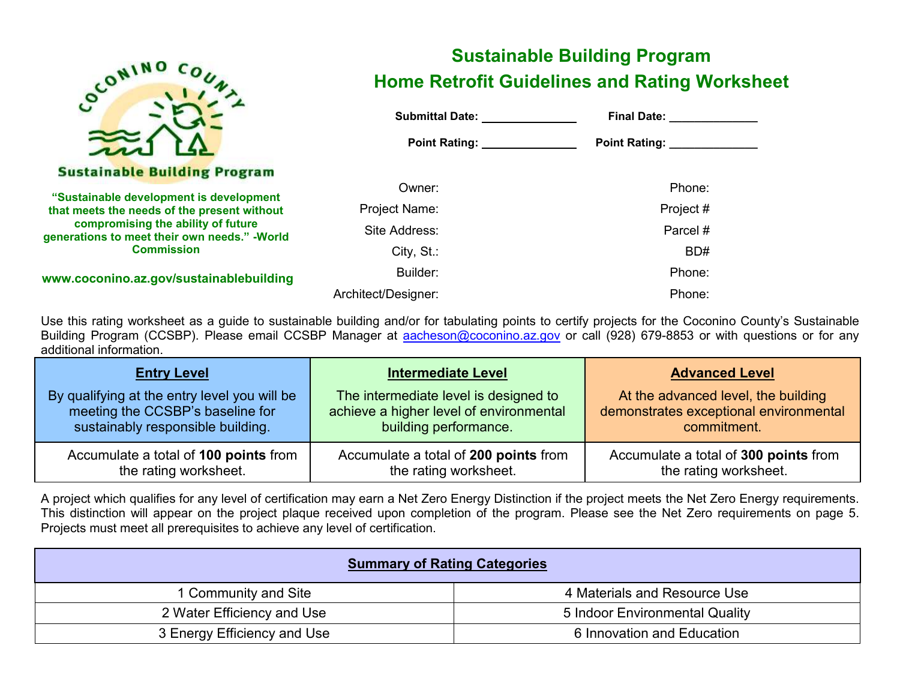Coconino County Sustainable Building Program

**"Sustainable development is development that meets the needs of the present without compromising the ability of future generations to meet their own needs." -World Commission**

**www.coconino.az.gov/sustainablebuilding**

# Sustainable Building Program
# Home Retrofit Guidelines and Rating Worksheet

**Submittal Date:** ______________ **Final Date:** ______________

**Point Rating:** ______________ **Point Rating:** ______________

| | |
|---|---|
| Owner: | Phone: |
| Project Name: | Project # |
| Site Address: | Parcel # |
| City, St.: | BD# |
| Builder: | Phone: |
| Architect/Designer: | Phone: |

Use this rating worksheet as a guide to sustainable building and/or for tabulating points to certify projects for the Coconino County's Sustainable Building Program (CCSBP). Please email CCSBP Manager at aacheson@coconino.az.gov or call (928) 679-8853 or with questions or for any additional information.

| **Entry Level** | **Intermediate Level** | **Advanced Level** |
|---|---|---|
| By qualifying at the entry level you will be meeting the CCSBP's baseline for sustainably responsible building. | The intermediate level is designed to achieve a higher level of environmental building performance. | At the advanced level, the building demonstrates exceptional environmental commitment. |
| Accumulate a total of **100 points** from the rating worksheet. | Accumulate a total of **200 points** from the rating worksheet. | Accumulate a total of **300 points** from the rating worksheet. |

A project which qualifies for any level of certification may earn a Net Zero Energy Distinction if the project meets the Net Zero Energy requirements. This distinction will appear on the project plaque received upon completion of the program. Please see the Net Zero requirements on page 5. Projects must meet all prerequisites to achieve any level of certification.

| **Summary of Rating Categories** | |
|---|---|
| 1 Community and Site | 4 Materials and Resource Use |
| 2 Water Efficiency and Use | 5 Indoor Environmental Quality |
| 3 Energy Efficiency and Use | 6 Innovation and Education |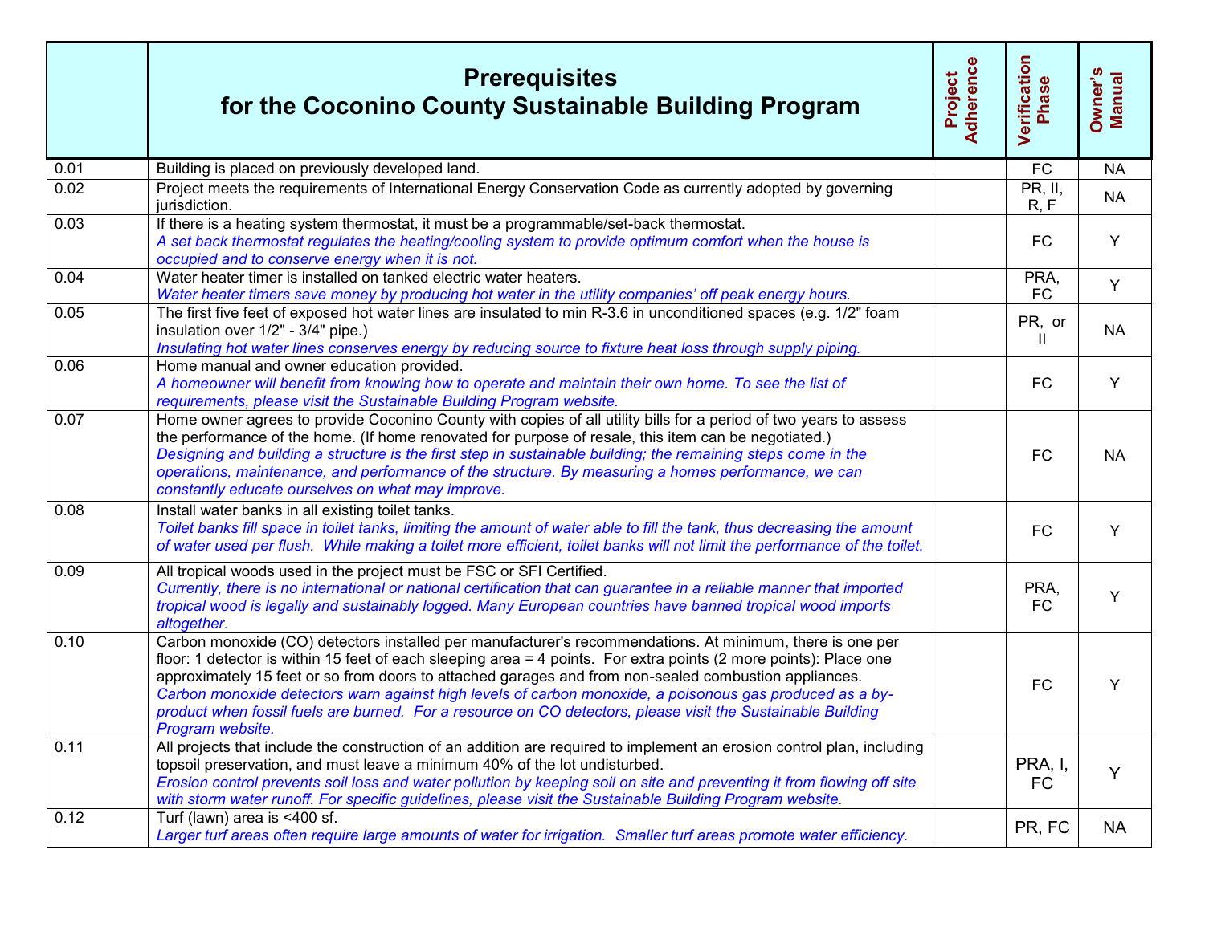| | **Prerequisites for the Coconino County Sustainable Building Program** | Project Adherence | Verification Phase | Owner's Manual |
|---|---|---|---|---|
| 0.01 | Building is placed on previously developed land. | | FC | NA |
| 0.02 | Project meets the requirements of International Energy Conservation Code as currently adopted by governing jurisdiction. | | PR, II, R, F | NA |
| 0.03 | If there is a heating system thermostat, it must be a programmable/set-back thermostat. *A set back thermostat regulates the heating/cooling system to provide optimum comfort when the house is occupied and to conserve energy when it is not.* | | FC | Y |
| 0.04 | Water heater timer is installed on tanked electric water heaters. *Water heater timers save money by producing hot water in the utility companies' off peak energy hours.* | | PRA, FC | Y |
| 0.05 | The first five feet of exposed hot water lines are insulated to min R-3.6 in unconditioned spaces (e.g. 1/2" foam insulation over 1/2" - 3/4" pipe.) *Insulating hot water lines conserves energy by reducing source to fixture heat loss through supply piping.* | | PR, or II | NA |
| 0.06 | Home manual and owner education provided. *A homeowner will benefit from knowing how to operate and maintain their own home. To see the list of requirements, please visit the Sustainable Building Program website.* | | FC | Y |
| 0.07 | Home owner agrees to provide Coconino County with copies of all utility bills for a period of two years to assess the performance of the home. (If home renovated for purpose of resale, this item can be negotiated.) *Designing and building a structure is the first step in sustainable building; the remaining steps come in the operations, maintenance, and performance of the structure. By measuring a homes performance, we can constantly educate ourselves on what may improve.* | | FC | NA |
| 0.08 | Install water banks in all existing toilet tanks. *Toilet banks fill space in toilet tanks, limiting the amount of water able to fill the tank, thus decreasing the amount of water used per flush. While making a toilet more efficient, toilet banks will not limit the performance of the toilet.* | | FC | Y |
| 0.09 | All tropical woods used in the project must be FSC or SFI Certified. *Currently, there is no international or national certification that can guarantee in a reliable manner that imported tropical wood is legally and sustainably logged. Many European countries have banned tropical wood imports altogether.* | | PRA, FC | Y |
| 0.10 | Carbon monoxide (CO) detectors installed per manufacturer's recommendations. At minimum, there is one per floor: 1 detector is within 15 feet of each sleeping area = 4 points. For extra points (2 more points): Place one approximately 15 feet or so from doors to attached garages and from non-sealed combustion appliances. *Carbon monoxide detectors warn against high levels of carbon monoxide, a poisonous gas produced as a by-product when fossil fuels are burned. For a resource on CO detectors, please visit the Sustainable Building Program website.* | | FC | Y |
| 0.11 | All projects that include the construction of an addition are required to implement an erosion control plan, including topsoil preservation, and must leave a minimum 40% of the lot undisturbed. *Erosion control prevents soil loss and water pollution by keeping soil on site and preventing it from flowing off site with storm water runoff. For specific guidelines, please visit the Sustainable Building Program website.* | | PRA, I, FC | Y |
| 0.12 | Turf (lawn) area is <400 sf. *Larger turf areas often require large amounts of water for irrigation. Smaller turf areas promote water efficiency.* | | PR, FC | NA |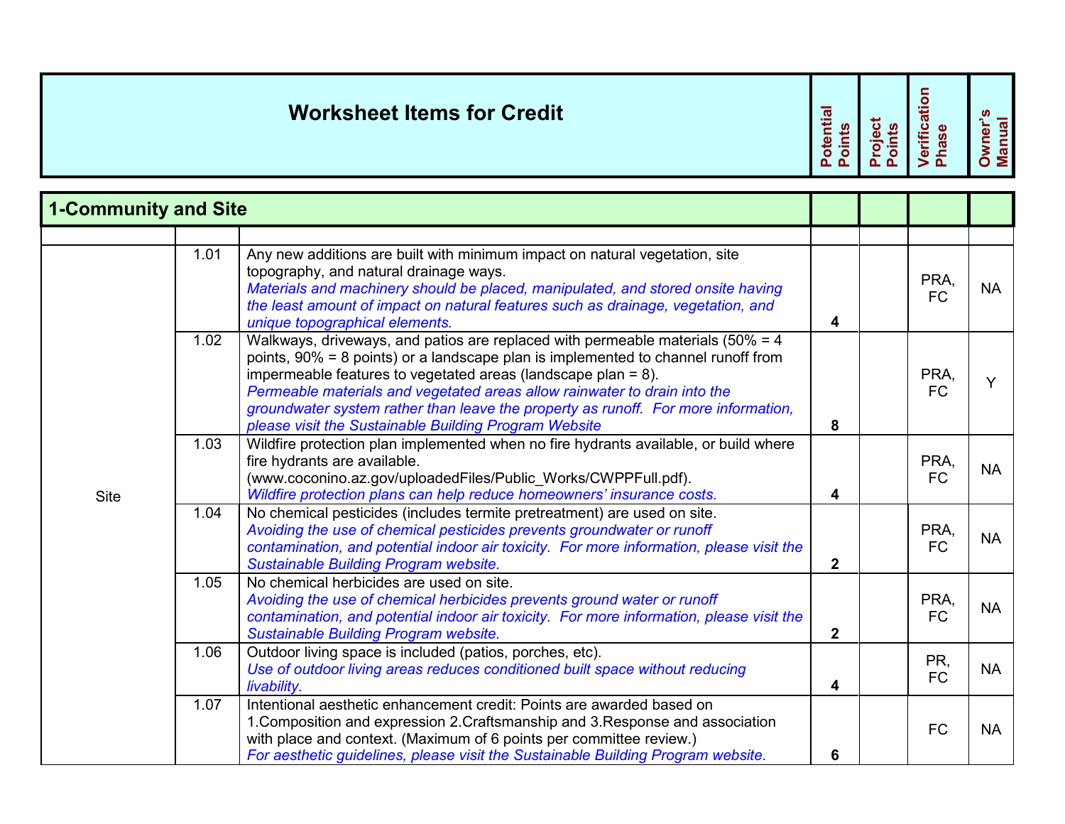| Worksheet Items for Credit | | | Potential Points | Project Points | Verification Phase | Owner's Manual |
|---|---|---|---|---|---|---|
| **1-Community and Site** | | | | | | |
| | | | | | | |
| Site | 1.01 | Any new additions are built with minimum impact on natural vegetation, site topography, and natural drainage ways. *Materials and machinery should be placed, manipulated, and stored onsite having the least amount of impact on natural features such as drainage, vegetation, and unique topographical elements.* | **4** | | PRA, FC | NA |
| | 1.02 | Walkways, driveways, and patios are replaced with permeable materials (50% = 4 points, 90% = 8 points) or a landscape plan is implemented to channel runoff from impermeable features to vegetated areas (landscape plan = 8). *Permeable materials and vegetated areas allow rainwater to drain into the groundwater system rather than leave the property as runoff. For more information, please visit the Sustainable Building Program Website* | **8** | | PRA, FC | Y |
| | 1.03 | Wildfire protection plan implemented when no fire hydrants available, or build where fire hydrants are available. (www.coconino.az.gov/uploadedFiles/Public_Works/CWPPFull.pdf). *Wildfire protection plans can help reduce homeowners' insurance costs.* | **4** | | PRA, FC | NA |
| | 1.04 | No chemical pesticides (includes termite pretreatment) are used on site. *Avoiding the use of chemical pesticides prevents groundwater or runoff contamination, and potential indoor air toxicity. For more information, please visit the Sustainable Building Program website.* | **2** | | PRA, FC | NA |
| | 1.05 | No chemical herbicides are used on site. *Avoiding the use of chemical herbicides prevents ground water or runoff contamination, and potential indoor air toxicity. For more information, please visit the Sustainable Building Program website.* | **2** | | PRA, FC | NA |
| | 1.06 | Outdoor living space is included (patios, porches, etc). *Use of outdoor living areas reduces conditioned built space without reducing livability.* | **4** | | PR, FC | NA |
| | 1.07 | Intentional aesthetic enhancement credit: Points are awarded based on 1.Composition and expression 2.Craftsmanship and 3.Response and association with place and context. (Maximum of 6 points per committee review.) *For aesthetic guidelines, please visit the Sustainable Building Program website.* | **6** | | FC | NA |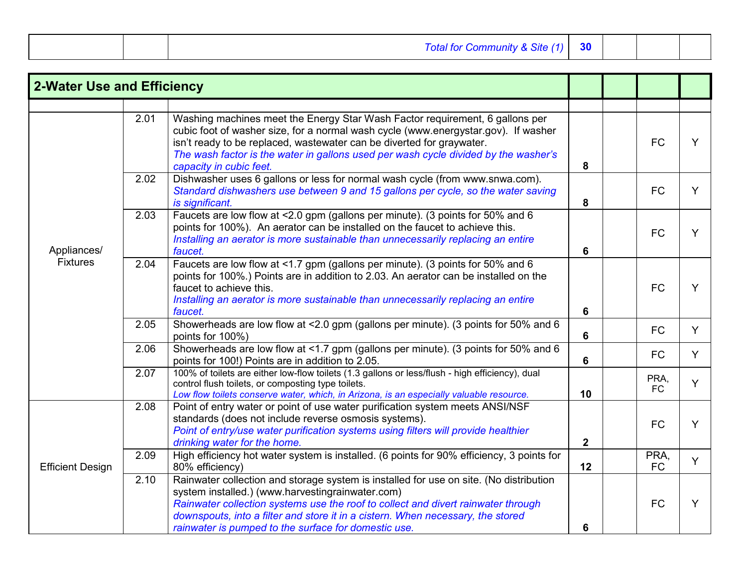| | | | | | | |
|---|---|---|---|---|---|---|
| | | *Total for Community & Site (1)* | **30** | | | |

| **2-Water Use and Efficiency** | | | | | | |
|---|---|---|---|---|---|---|
| | | | | | | |
| Appliances/ Fixtures | 2.01 | Washing machines meet the Energy Star Wash Factor requirement, 6 gallons per cubic foot of washer size, for a normal wash cycle (www.energystar.gov). If washer isn't ready to be replaced, wastewater can be diverted for graywater. *The wash factor is the water in gallons used per wash cycle divided by the washer's capacity in cubic feet.* | **8** | | FC | Y |
| | 2.02 | Dishwasher uses 6 gallons or less for normal wash cycle (from www.snwa.com). *Standard dishwashers use between 9 and 15 gallons per cycle, so the water saving is significant.* | **8** | | FC | Y |
| | 2.03 | Faucets are low flow at <2.0 gpm (gallons per minute). (3 points for 50% and 6 points for 100%). An aerator can be installed on the faucet to achieve this. *Installing an aerator is more sustainable than unnecessarily replacing an entire faucet.* | **6** | | FC | Y |
| | 2.04 | Faucets are low flow at <1.7 gpm (gallons per minute). (3 points for 50% and 6 points for 100%.) Points are in addition to 2.03. An aerator can be installed on the faucet to achieve this. *Installing an aerator is more sustainable than unnecessarily replacing an entire faucet.* | **6** | | FC | Y |
| | 2.05 | Showerheads are low flow at <2.0 gpm (gallons per minute). (3 points for 50% and 6 points for 100%) | **6** | | FC | Y |
| | 2.06 | Showerheads are low flow at <1.7 gpm (gallons per minute). (3 points for 50% and 6 points for 100!) Points are in addition to 2.05. | **6** | | FC | Y |
| | 2.07 | 100% of toilets are either low-flow toilets (1.3 gallons or less/flush - high efficiency), dual control flush toilets, or composting type toilets. *Low flow toilets conserve water, which, in Arizona, is an especially valuable resource.* | **10** | | PRA, FC | Y |
| Efficient Design | 2.08 | Point of entry water or point of use water purification system meets ANSI/NSF standards (does not include reverse osmosis systems). *Point of entry/use water purification systems using filters will provide healthier drinking water for the home.* | **2** | | FC | Y |
| | 2.09 | High efficiency hot water system is installed. (6 points for 90% efficiency, 3 points for 80% efficiency) | **12** | | PRA, FC | Y |
| | 2.10 | Rainwater collection and storage system is installed for use on site. (No distribution system installed.) (www.harvestingrainwater.com) *Rainwater collection systems use the roof to collect and divert rainwater through downspouts, into a filter and store it in a cistern. When necessary, the stored rainwater is pumped to the surface for domestic use.* | **6** | | FC | Y |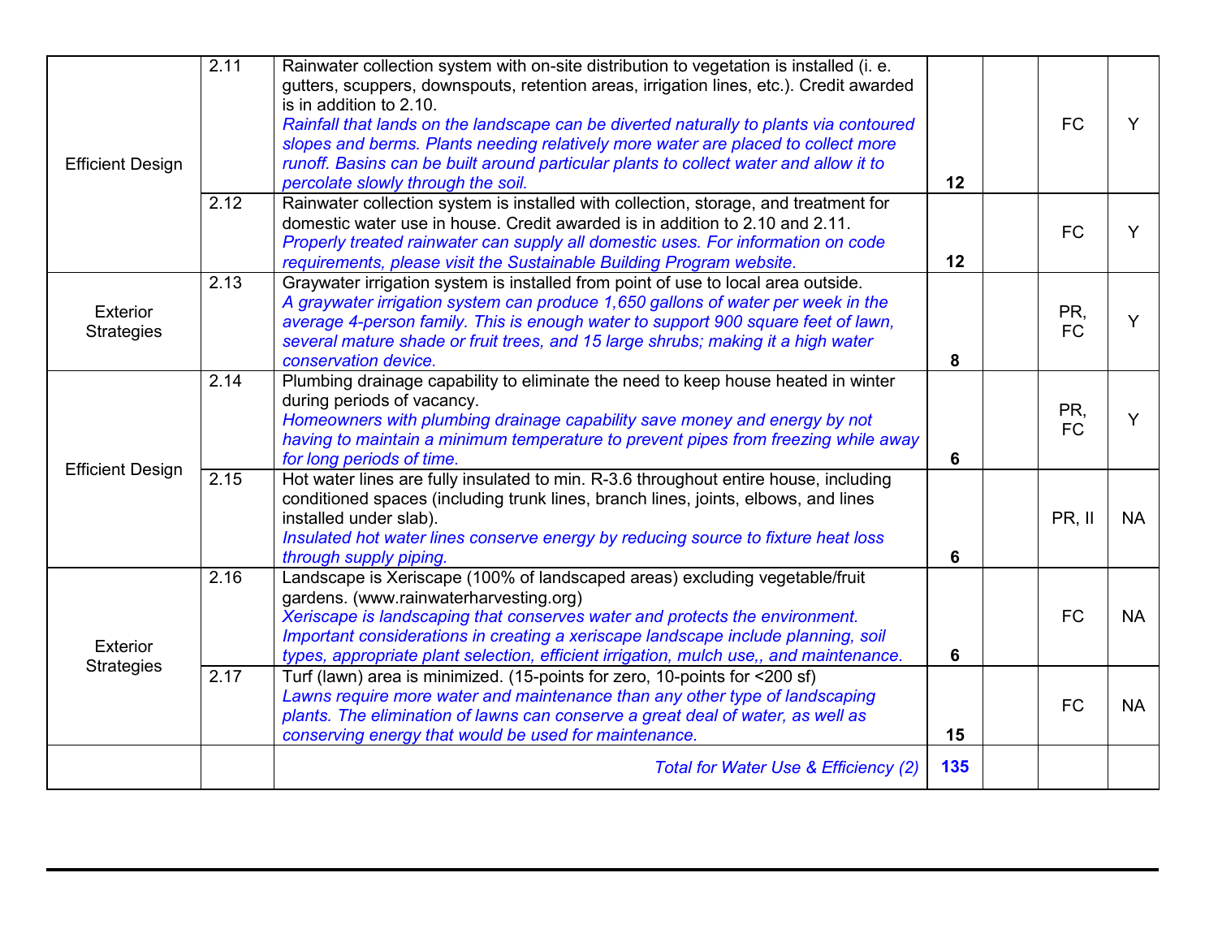| | | | | | | |
|---|---|---|---|---|---|---|
| Efficient Design | 2.11 | Rainwater collection system with on-site distribution to vegetation is installed (i. e. gutters, scuppers, downspouts, retention areas, irrigation lines, etc.). Credit awarded is in addition to 2.10. *Rainfall that lands on the landscape can be diverted naturally to plants via contoured slopes and berms. Plants needing relatively more water are placed to collect more runoff. Basins can be built around particular plants to collect water and allow it to percolate slowly through the soil.* | **12** | | FC | Y |
| | 2.12 | Rainwater collection system is installed with collection, storage, and treatment for domestic water use in house. Credit awarded is in addition to 2.10 and 2.11. *Properly treated rainwater can supply all domestic uses. For information on code requirements, please visit the Sustainable Building Program website.* | **12** | | FC | Y |
| Exterior Strategies | 2.13 | Graywater irrigation system is installed from point of use to local area outside. *A graywater irrigation system can produce 1,650 gallons of water per week in the average 4-person family. This is enough water to support 900 square feet of lawn, several mature shade or fruit trees, and 15 large shrubs; making it a high water conservation device.* | **8** | | PR, FC | Y |
| Efficient Design | 2.14 | Plumbing drainage capability to eliminate the need to keep house heated in winter during periods of vacancy. *Homeowners with plumbing drainage capability save money and energy by not having to maintain a minimum temperature to prevent pipes from freezing while away for long periods of time.* | **6** | | PR, FC | Y |
| | 2.15 | Hot water lines are fully insulated to min. R-3.6 throughout entire house, including conditioned spaces (including trunk lines, branch lines, joints, elbows, and lines installed under slab). *Insulated hot water lines conserve energy by reducing source to fixture heat loss through supply piping.* | **6** | | PR, II | NA |
| Exterior Strategies | 2.16 | Landscape is Xeriscape (100% of landscaped areas) excluding vegetable/fruit gardens. (www.rainwaterharvesting.org) *Xeriscape is landscaping that conserves water and protects the environment. Important considerations in creating a xeriscape landscape include planning, soil types, appropriate plant selection, efficient irrigation, mulch use,, and maintenance.* | **6** | | FC | NA |
| | 2.17 | Turf (lawn) area is minimized. (15-points for zero, 10-points for <200 sf) *Lawns require more water and maintenance than any other type of landscaping plants. The elimination of lawns can conserve a great deal of water, as well as conserving energy that would be used for maintenance.* | **15** | | FC | NA |
| | | *Total for Water Use & Efficiency (2)* | **135** | | | |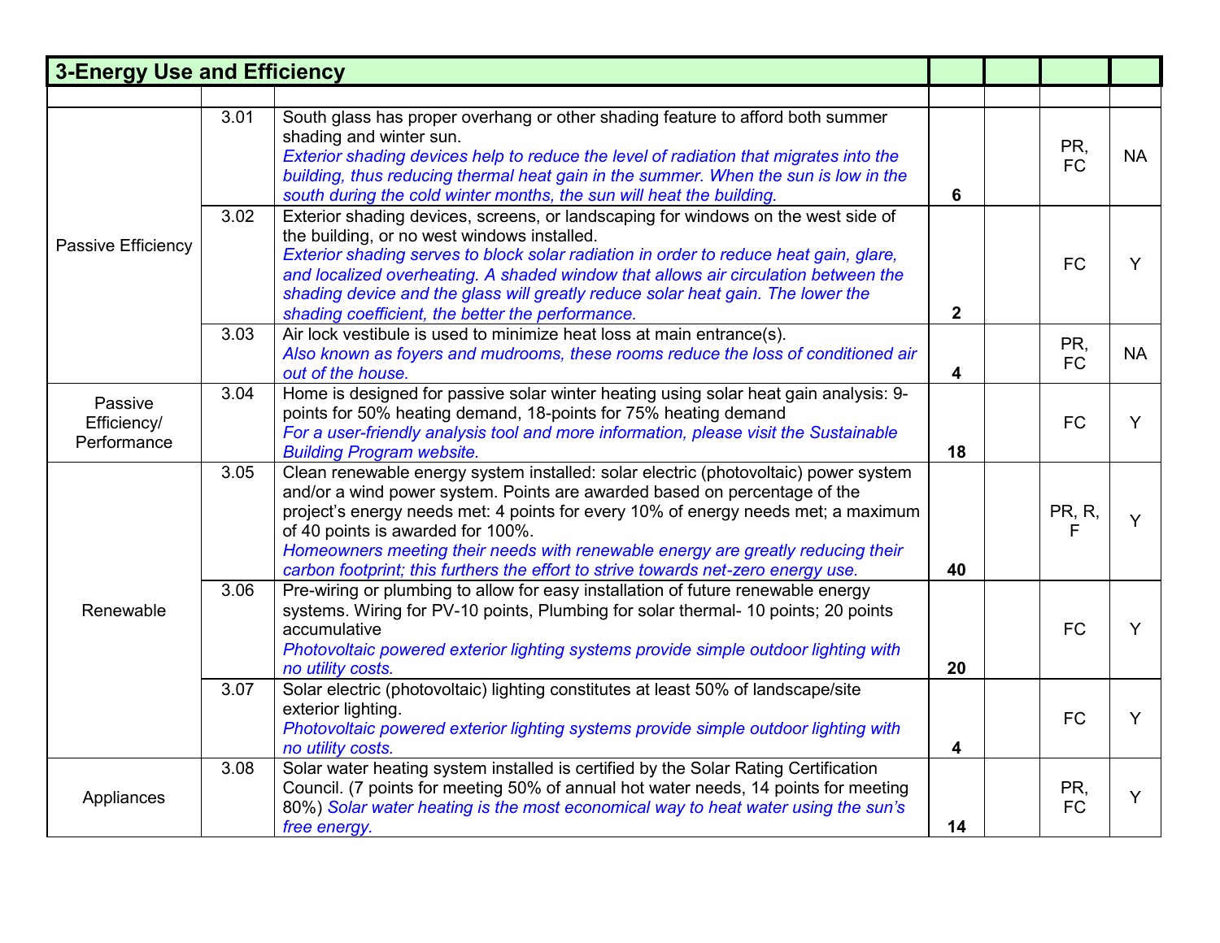| 3-Energy Use and Efficiency | | | | | | |
|---|---|---|---|---|---|---|
| | | | | | | |
| Passive Efficiency | 3.01 | South glass has proper overhang or other shading feature to afford both summer shading and winter sun. *Exterior shading devices help to reduce the level of radiation that migrates into the building, thus reducing thermal heat gain in the summer. When the sun is low in the south during the cold winter months, the sun will heat the building.* | **6** | | PR, FC | NA |
| | 3.02 | Exterior shading devices, screens, or landscaping for windows on the west side of the building, or no west windows installed. *Exterior shading serves to block solar radiation in order to reduce heat gain, glare, and localized overheating. A shaded window that allows air circulation between the shading device and the glass will greatly reduce solar heat gain. The lower the shading coefficient, the better the performance.* | **2** | | FC | Y |
| | 3.03 | Air lock vestibule is used to minimize heat loss at main entrance(s). *Also known as foyers and mudrooms, these rooms reduce the loss of conditioned air out of the house.* | **4** | | PR, FC | NA |
| Passive Efficiency/ Performance | 3.04 | Home is designed for passive solar winter heating using solar heat gain analysis: 9-points for 50% heating demand, 18-points for 75% heating demand *For a user-friendly analysis tool and more information, please visit the Sustainable Building Program website.* | **18** | | FC | Y |
| Renewable | 3.05 | Clean renewable energy system installed: solar electric (photovoltaic) power system and/or a wind power system. Points are awarded based on percentage of the project's energy needs met: 4 points for every 10% of energy needs met; a maximum of 40 points is awarded for 100%. *Homeowners meeting their needs with renewable energy are greatly reducing their carbon footprint; this furthers the effort to strive towards net-zero energy use.* | **40** | | PR, R, F | Y |
| | 3.06 | Pre-wiring or plumbing to allow for easy installation of future renewable energy systems. Wiring for PV-10 points, Plumbing for solar thermal- 10 points; 20 points accumulative *Photovoltaic powered exterior lighting systems provide simple outdoor lighting with no utility costs.* | **20** | | FC | Y |
| | 3.07 | Solar electric (photovoltaic) lighting constitutes at least 50% of landscape/site exterior lighting. *Photovoltaic powered exterior lighting systems provide simple outdoor lighting with no utility costs.* | **4** | | FC | Y |
| Appliances | 3.08 | Solar water heating system installed is certified by the Solar Rating Certification Council. (7 points for meeting 50% of annual hot water needs, 14 points for meeting 80%) *Solar water heating is the most economical way to heat water using the sun's free energy.* | **14** | | PR, FC | Y |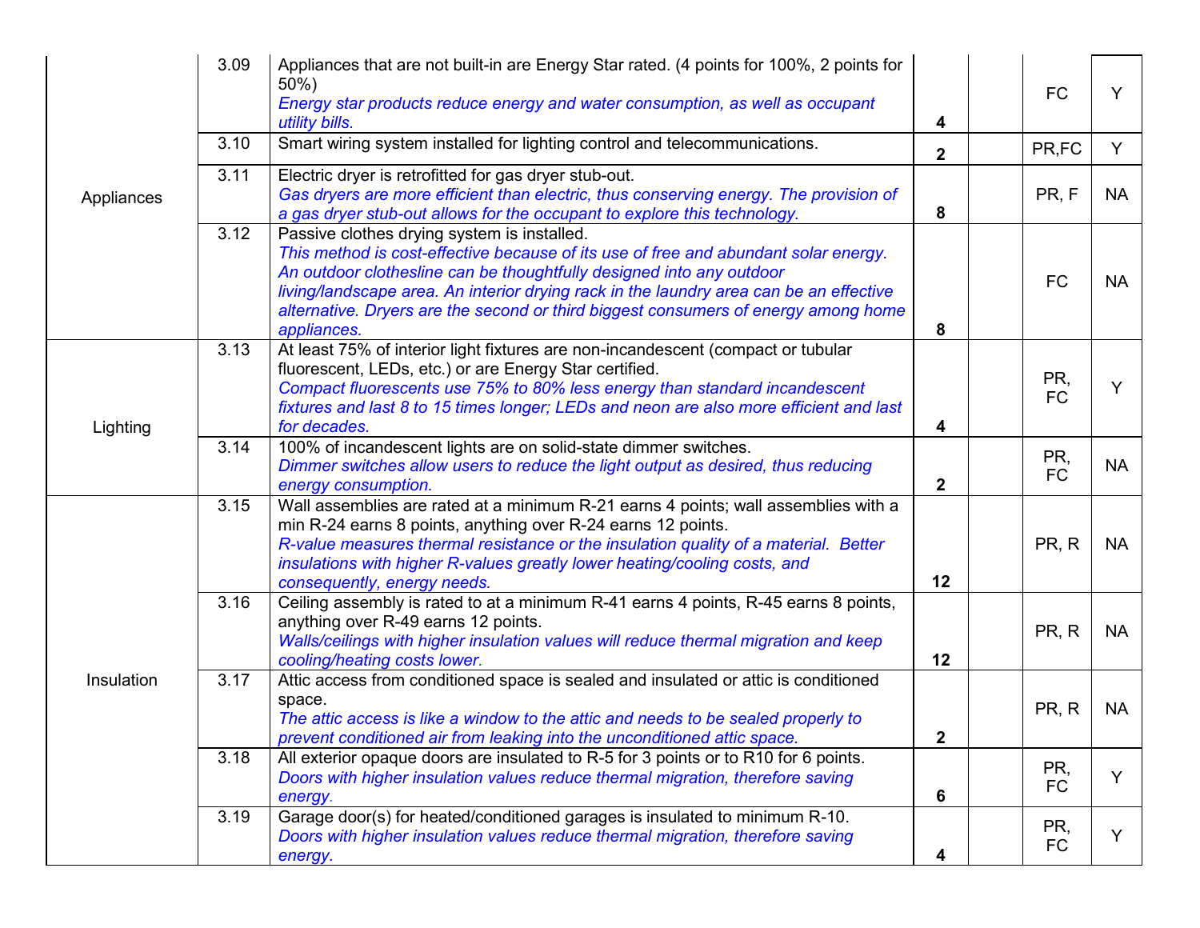| | | | | | | |
|---|---|---|---|---|---|---|
| Appliances | 3.09 | Appliances that are not built-in are Energy Star rated. (4 points for 100%, 2 points for 50%)<br>*Energy star products reduce energy and water consumption, as well as occupant utility bills.* | **4** | | FC | Y |
| | 3.10 | Smart wiring system installed for lighting control and telecommunications. | **2** | | PR,FC | Y |
| | 3.11 | Electric dryer is retrofitted for gas dryer stub-out.<br>*Gas dryers are more efficient than electric, thus conserving energy. The provision of a gas dryer stub-out allows for the occupant to explore this technology.* | **8** | | PR, F | NA |
| | 3.12 | Passive clothes drying system is installed.<br>*This method is cost-effective because of its use of free and abundant solar energy. An outdoor clothesline can be thoughtfully designed into any outdoor living/landscape area. An interior drying rack in the laundry area can be an effective alternative. Dryers are the second or third biggest consumers of energy among home appliances.* | **8** | | FC | NA |
| Lighting | 3.13 | At least 75% of interior light fixtures are non-incandescent (compact or tubular fluorescent, LEDs, etc.) or are Energy Star certified.<br>*Compact fluorescents use 75% to 80% less energy than standard incandescent fixtures and last 8 to 15 times longer; LEDs and neon are also more efficient and last for decades.* | **4** | | PR, FC | Y |
| | 3.14 | 100% of incandescent lights are on solid-state dimmer switches.<br>*Dimmer switches allow users to reduce the light output as desired, thus reducing energy consumption.* | **2** | | PR, FC | NA |
| Insulation | 3.15 | Wall assemblies are rated at a minimum R-21 earns 4 points; wall assemblies with a min R-24 earns 8 points, anything over R-24 earns 12 points.<br>*R-value measures thermal resistance or the insulation quality of a material. Better insulations with higher R-values greatly lower heating/cooling costs, and consequently, energy needs.* | **12** | | PR, R | NA |
| | 3.16 | Ceiling assembly is rated to at a minimum R-41 earns 4 points, R-45 earns 8 points, anything over R-49 earns 12 points.<br>*Walls/ceilings with higher insulation values will reduce thermal migration and keep cooling/heating costs lower.* | **12** | | PR, R | NA |
| | 3.17 | Attic access from conditioned space is sealed and insulated or attic is conditioned space.<br>*The attic access is like a window to the attic and needs to be sealed properly to prevent conditioned air from leaking into the unconditioned attic space.* | **2** | | PR, R | NA |
| | 3.18 | All exterior opaque doors are insulated to R-5 for 3 points or to R10 for 6 points.<br>*Doors with higher insulation values reduce thermal migration, therefore saving energy.* | **6** | | PR, FC | Y |
| | 3.19 | Garage door(s) for heated/conditioned garages is insulated to minimum R-10.<br>*Doors with higher insulation values reduce thermal migration, therefore saving energy.* | **4** | | PR, FC | Y |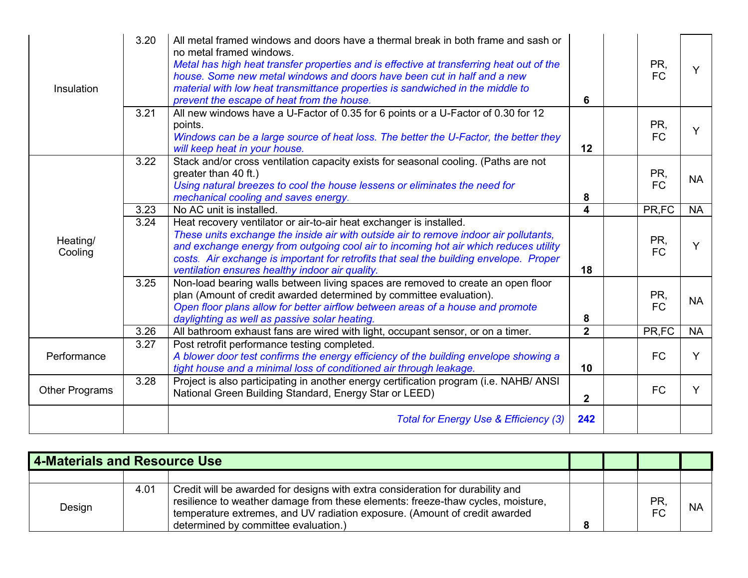| | | | | | | |
|---|---|---|---|---|---|---|
| Insulation | 3.20 | All metal framed windows and doors have a thermal break in both frame and sash or no metal framed windows. *Metal has high heat transfer properties and is effective at transferring heat out of the house. Some new metal windows and doors have been cut in half and a new material with low heat transmittance properties is sandwiched in the middle to prevent the escape of heat from the house.* | **6** | | PR, FC | Y |
| | 3.21 | All new windows have a U-Factor of 0.35 for 6 points or a U-Factor of 0.30 for 12 points. *Windows can be a large source of heat loss. The better the U-Factor, the better they will keep heat in your house.* | **12** | | PR, FC | Y |
| Heating/ Cooling | 3.22 | Stack and/or cross ventilation capacity exists for seasonal cooling. (Paths are not greater than 40 ft.) *Using natural breezes to cool the house lessens or eliminates the need for mechanical cooling and saves energy.* | **8** | | PR, FC | NA |
| | 3.23 | No AC unit is installed. | **4** | | PR,FC | NA |
| | 3.24 | Heat recovery ventilator or air-to-air heat exchanger is installed. *These units exchange the inside air with outside air to remove indoor air pollutants, and exchange energy from outgoing cool air to incoming hot air which reduces utility costs. Air exchange is important for retrofits that seal the building envelope. Proper ventilation ensures healthy indoor air quality.* | **18** | | PR, FC | Y |
| | 3.25 | Non-load bearing walls between living spaces are removed to create an open floor plan (Amount of credit awarded determined by committee evaluation). *Open floor plans allow for better airflow between areas of a house and promote daylighting as well as passive solar heating.* | **8** | | PR, FC | NA |
| | 3.26 | All bathroom exhaust fans are wired with light, occupant sensor, or on a timer. | **2** | | PR,FC | NA |
| Performance | 3.27 | Post retrofit performance testing completed. *A blower door test confirms the energy efficiency of the building envelope showing a tight house and a minimal loss of conditioned air through leakage.* | **10** | | FC | Y |
| Other Programs | 3.28 | Project is also participating in another energy certification program (i.e. NAHB/ ANSI National Green Building Standard, Energy Star or LEED) | **2** | | FC | Y |
| | | *Total for Energy Use & Efficiency (3)* | **242** | | | |

| **4-Materials and Resource Use** | | | | | | |
|---|---|---|---|---|---|---|
| | | | | | | |
| Design | 4.01 | Credit will be awarded for designs with extra consideration for durability and resilience to weather damage from these elements: freeze-thaw cycles, moisture, temperature extremes, and UV radiation exposure. (Amount of credit awarded determined by committee evaluation.) | **8** | | PR, FC | NA |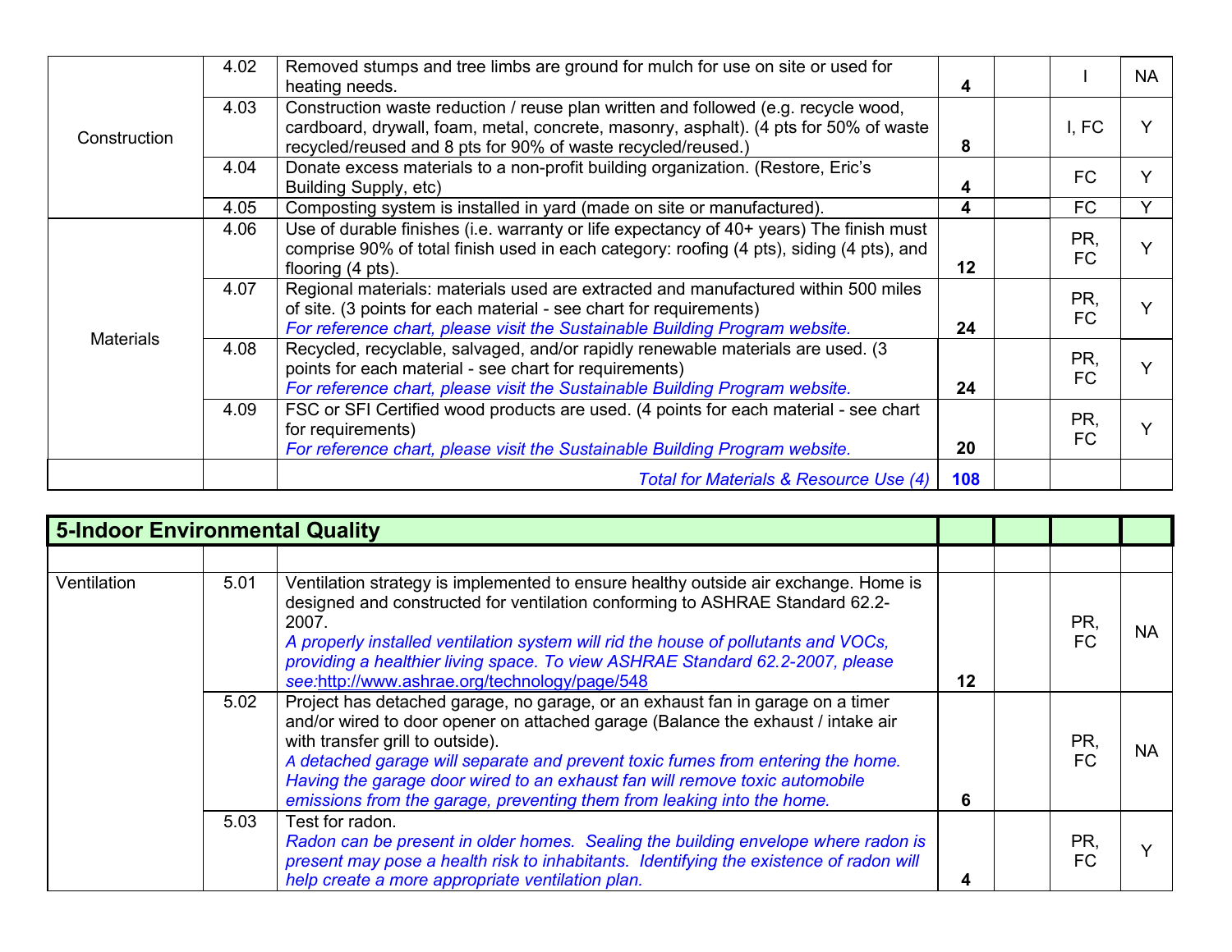| | | | | | | |
|---|---|---|---|---|---|---|
| Construction | 4.02 | Removed stumps and tree limbs are ground for mulch for use on site or used for heating needs. | **4** | | I | NA |
| | 4.03 | Construction waste reduction / reuse plan written and followed (e.g. recycle wood, cardboard, drywall, foam, metal, concrete, masonry, asphalt). (4 pts for 50% of waste recycled/reused and 8 pts for 90% of waste recycled/reused.) | **8** | | I, FC | Y |
| | 4.04 | Donate excess materials to a non-profit building organization. (Restore, Eric's Building Supply, etc) | **4** | | FC | Y |
| | 4.05 | Composting system is installed in yard (made on site or manufactured). | **4** | | FC | Y |
| Materials | 4.06 | Use of durable finishes (i.e. warranty or life expectancy of 40+ years) The finish must comprise 90% of total finish used in each category: roofing (4 pts), siding (4 pts), and flooring (4 pts). | **12** | | PR, FC | Y |
| | 4.07 | Regional materials: materials used are extracted and manufactured within 500 miles of site. (3 points for each material - see chart for requirements) *For reference chart, please visit the Sustainable Building Program website.* | **24** | | PR, FC | Y |
| | 4.08 | Recycled, recyclable, salvaged, and/or rapidly renewable materials are used. (3 points for each material - see chart for requirements) *For reference chart, please visit the Sustainable Building Program website.* | **24** | | PR, FC | Y |
| | 4.09 | FSC or SFI Certified wood products are used. (4 points for each material - see chart for requirements) *For reference chart, please visit the Sustainable Building Program website.* | **20** | | PR, FC | Y |
| | | *Total for Materials & Resource Use (4)* | **108** | | | |

| **5-Indoor Environmental Quality** | | | | | | |
|---|---|---|---|---|---|---|
| | | | | | | |
| Ventilation | 5.01 | Ventilation strategy is implemented to ensure healthy outside air exchange. Home is designed and constructed for ventilation conforming to ASHRAE Standard 62.2-2007. *A properly installed ventilation system will rid the house of pollutants and VOCs, providing a healthier living space. To view ASHRAE Standard 62.2-2007, please see:*http://www.ashrae.org/technology/page/548 | **12** | | PR, FC | NA |
| | 5.02 | Project has detached garage, no garage, or an exhaust fan in garage on a timer and/or wired to door opener on attached garage (Balance the exhaust / intake air with transfer grill to outside). *A detached garage will separate and prevent toxic fumes from entering the home. Having the garage door wired to an exhaust fan will remove toxic automobile emissions from the garage, preventing them from leaking into the home.* | **6** | | PR, FC | NA |
| | 5.03 | Test for radon. *Radon can be present in older homes. Sealing the building envelope where radon is present may pose a health risk to inhabitants. Identifying the existence of radon will help create a more appropriate ventilation plan.* | **4** | | PR, FC | Y |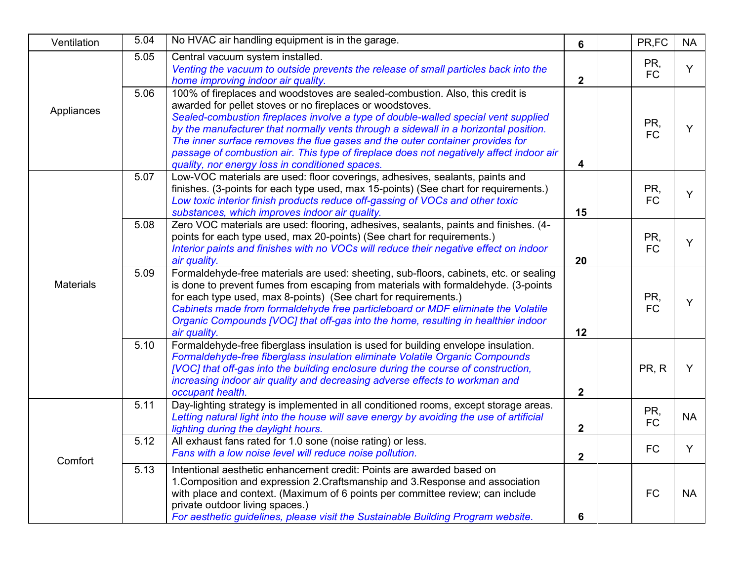| | | | | | | |
|---|---|---|---|---|---|---|
| Ventilation | 5.04 | No HVAC air handling equipment is in the garage. | 6 | | PR,FC | NA |
| Appliances | 5.05 | Central vacuum system installed.<br>*Venting the vacuum to outside prevents the release of small particles back into the home improving indoor air quality.* | 2 | | PR, FC | Y |
| | 5.06 | 100% of fireplaces and woodstoves are sealed-combustion. Also, this credit is awarded for pellet stoves or no fireplaces or woodstoves.<br>*Sealed-combustion fireplaces involve a type of double-walled special vent supplied by the manufacturer that normally vents through a sidewall in a horizontal position. The inner surface removes the flue gases and the outer container provides for passage of combustion air. This type of fireplace does not negatively affect indoor air quality, nor energy loss in conditioned spaces.* | 4 | | PR, FC | Y |
| Materials | 5.07 | Low-VOC materials are used: floor coverings, adhesives, sealants, paints and finishes. (3-points for each type used, max 15-points) (See chart for requirements.)<br>*Low toxic interior finish products reduce off-gassing of VOCs and other toxic substances, which improves indoor air quality.* | 15 | | PR, FC | Y |
| | 5.08 | Zero VOC materials are used: flooring, adhesives, sealants, paints and finishes. (4-points for each type used, max 20-points) (See chart for requirements.)<br>*Interior paints and finishes with no VOCs will reduce their negative effect on indoor air quality.* | 20 | | PR, FC | Y |
| | 5.09 | Formaldehyde-free materials are used: sheeting, sub-floors, cabinets, etc. or sealing is done to prevent fumes from escaping from materials with formaldehyde. (3-points for each type used, max 8-points) (See chart for requirements.)<br>*Cabinets made from formaldehyde free particleboard or MDF eliminate the Volatile Organic Compounds [VOC] that off-gas into the home, resulting in healthier indoor air quality.* | 12 | | PR, FC | Y |
| | 5.10 | Formaldehyde-free fiberglass insulation is used for building envelope insulation.<br>*Formaldehyde-free fiberglass insulation eliminate Volatile Organic Compounds [VOC] that off-gas into the building enclosure during the course of construction, increasing indoor air quality and decreasing adverse effects to workman and occupant health.* | 2 | | PR, R | Y |
| Comfort | 5.11 | Day-lighting strategy is implemented in all conditioned rooms, except storage areas.<br>*Letting natural light into the house will save energy by avoiding the use of artificial lighting during the daylight hours.* | 2 | | PR, FC | NA |
| | 5.12 | All exhaust fans rated for 1.0 sone (noise rating) or less.<br>*Fans with a low noise level will reduce noise pollution.* | 2 | | FC | Y |
| | 5.13 | Intentional aesthetic enhancement credit: Points are awarded based on 1.Composition and expression 2.Craftsmanship and 3.Response and association with place and context. (Maximum of 6 points per committee review; can include private outdoor living spaces.)<br>*For aesthetic guidelines, please visit the Sustainable Building Program website.* | 6 | | FC | NA |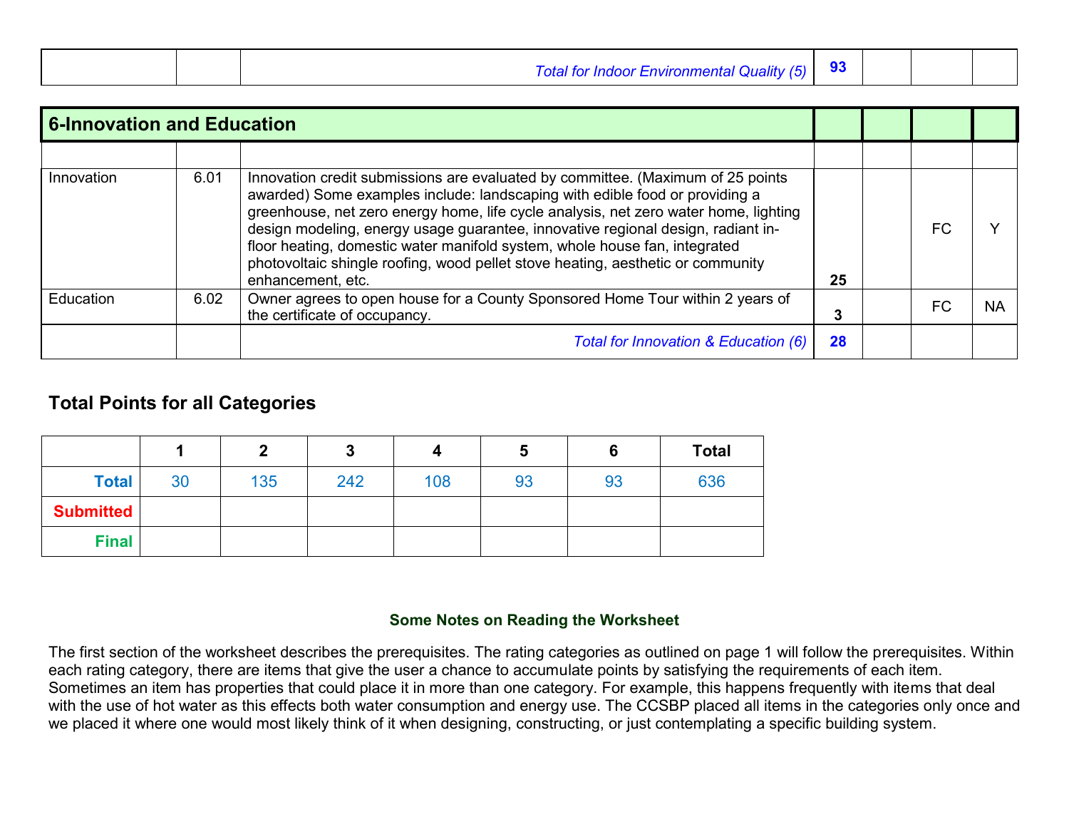| | | | | | | |
|---|---|---|---|---|---|---|
| | | *Total for Indoor Environmental Quality (5)* | **93** | | | |

| 6-Innovation and Education | | | | | | |
|---|---|---|---|---|---|---|
| | | | | | | |
| Innovation | 6.01 | Innovation credit submissions are evaluated by committee. (Maximum of 25 points awarded) Some examples include: landscaping with edible food or providing a greenhouse, net zero energy home, life cycle analysis, net zero water home, lighting design modeling, energy usage guarantee, innovative regional design, radiant in-floor heating, domestic water manifold system, whole house fan, integrated photovoltaic shingle roofing, wood pellet stove heating, aesthetic or community enhancement, etc. | **25** | | FC | Y |
| Education | 6.02 | Owner agrees to open house for a County Sponsored Home Tour within 2 years of the certificate of occupancy. | **3** | | FC | NA |
| | | *Total for Innovation & Education (6)* | **28** | | | |

## Total Points for all Categories

| | 1 | 2 | 3 | 4 | 5 | 6 | Total |
|---|---|---|---|---|---|---|---|
| **Total** | 30 | 135 | 242 | 108 | 93 | 93 | 636 |
| **Submitted** | | | | | | | |
| **Final** | | | | | | | |

### Some Notes on Reading the Worksheet

The first section of the worksheet describes the prerequisites. The rating categories as outlined on page 1 will follow the prerequisites. Within each rating category, there are items that give the user a chance to accumulate points by satisfying the requirements of each item. Sometimes an item has properties that could place it in more than one category. For example, this happens frequently with items that deal with the use of hot water as this effects both water consumption and energy use. The CCSBP placed all items in the categories only once and we placed it where one would most likely think of it when designing, constructing, or just contemplating a specific building system.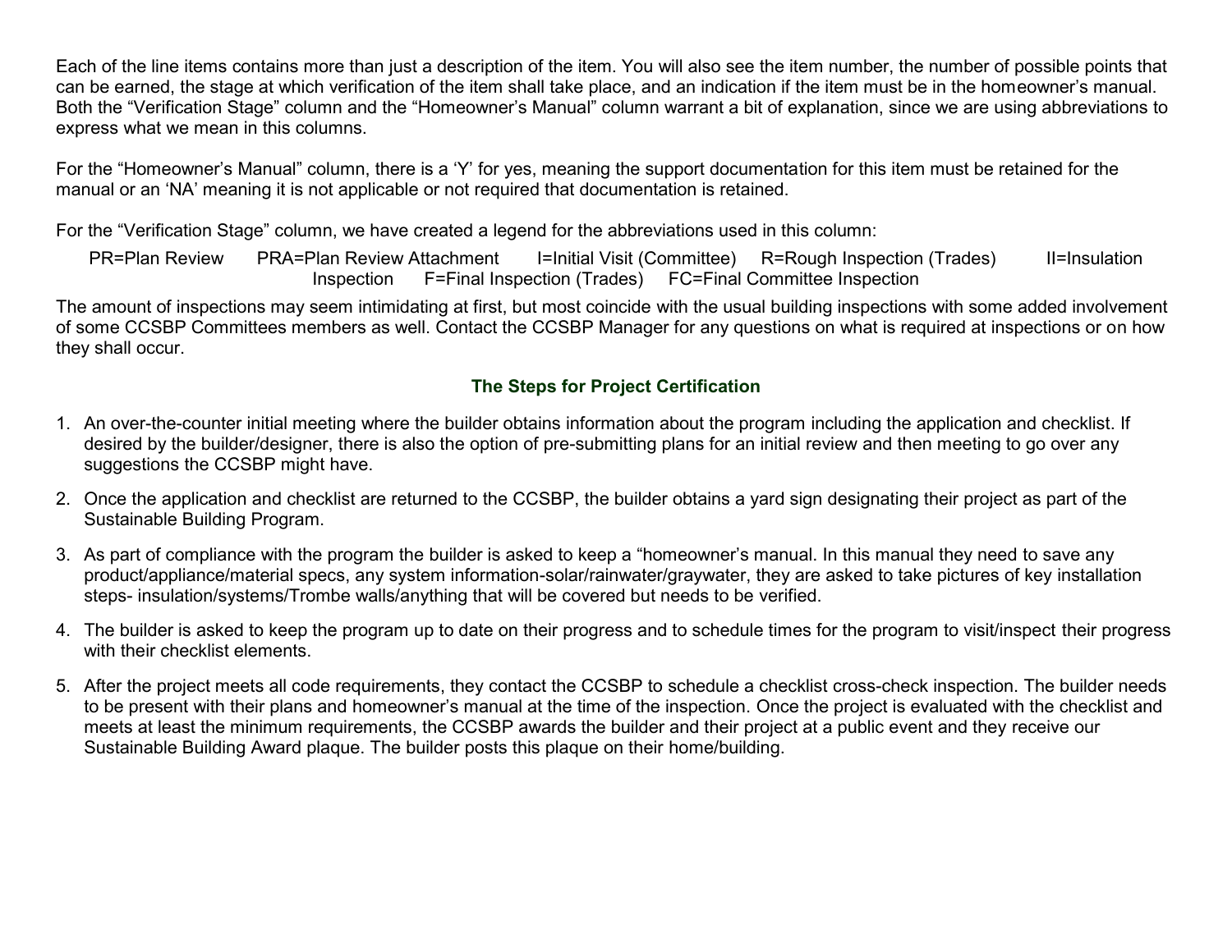Each of the line items contains more than just a description of the item. You will also see the item number, the number of possible points that can be earned, the stage at which verification of the item shall take place, and an indication if the item must be in the homeowner's manual. Both the "Verification Stage" column and the "Homeowner's Manual" column warrant a bit of explanation, since we are using abbreviations to express what we mean in this columns.

For the "Homeowner's Manual" column, there is a 'Y' for yes, meaning the support documentation for this item must be retained for the manual or an 'NA' meaning it is not applicable or not required that documentation is retained.

For the "Verification Stage" column, we have created a legend for the abbreviations used in this column:

PR=Plan Review  PRA=Plan Review Attachment  I=Initial Visit (Committee)  R=Rough Inspection (Trades)  II=Insulation Inspection  F=Final Inspection (Trades)  FC=Final Committee Inspection

The amount of inspections may seem intimidating at first, but most coincide with the usual building inspections with some added involvement of some CCSBP Committees members as well. Contact the CCSBP Manager for any questions on what is required at inspections or on how they shall occur.

## The Steps for Project Certification

1. An over-the-counter initial meeting where the builder obtains information about the program including the application and checklist. If desired by the builder/designer, there is also the option of pre-submitting plans for an initial review and then meeting to go over any suggestions the CCSBP might have.

2. Once the application and checklist are returned to the CCSBP, the builder obtains a yard sign designating their project as part of the Sustainable Building Program.

3. As part of compliance with the program the builder is asked to keep a "homeowner's manual. In this manual they need to save any product/appliance/material specs, any system information-solar/rainwater/graywater, they are asked to take pictures of key installation steps- insulation/systems/Trombe walls/anything that will be covered but needs to be verified.

4. The builder is asked to keep the program up to date on their progress and to schedule times for the program to visit/inspect their progress with their checklist elements.

5. After the project meets all code requirements, they contact the CCSBP to schedule a checklist cross-check inspection. The builder needs to be present with their plans and homeowner's manual at the time of the inspection. Once the project is evaluated with the checklist and meets at least the minimum requirements, the CCSBP awards the builder and their project at a public event and they receive our Sustainable Building Award plaque. The builder posts this plaque on their home/building.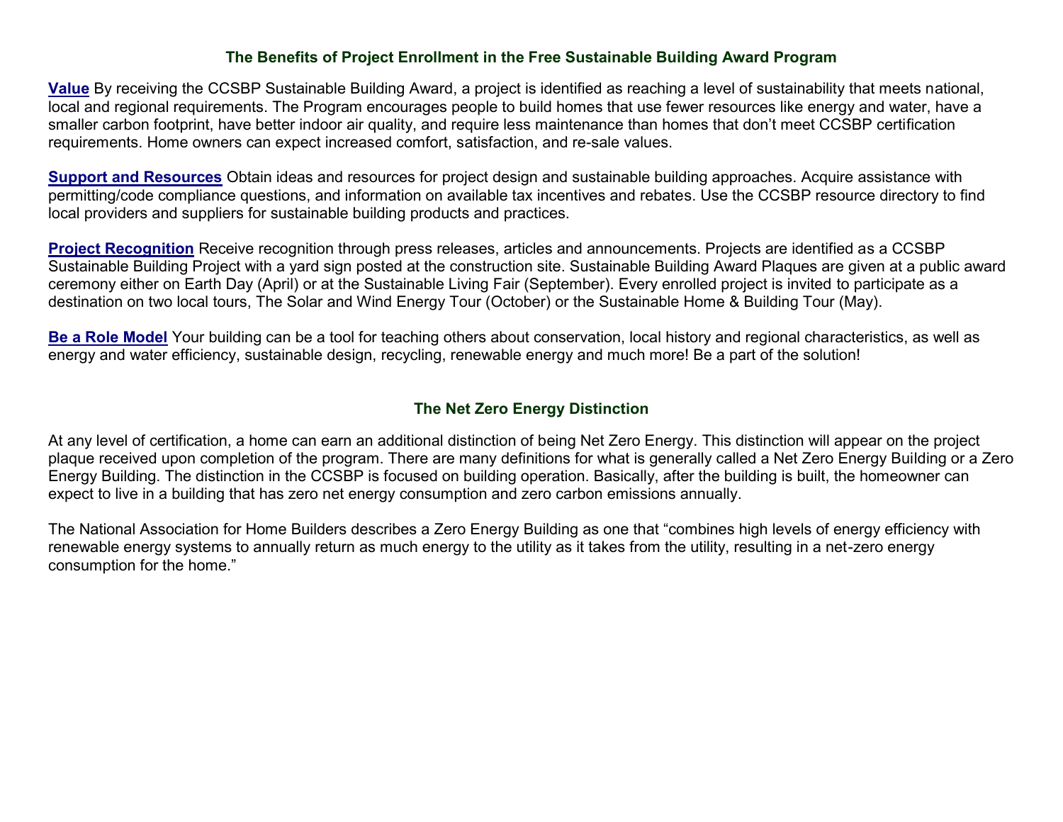## The Benefits of Project Enrollment in the Free Sustainable Building Award Program

**Value** By receiving the CCSBP Sustainable Building Award, a project is identified as reaching a level of sustainability that meets national, local and regional requirements. The Program encourages people to build homes that use fewer resources like energy and water, have a smaller carbon footprint, have better indoor air quality, and require less maintenance than homes that don't meet CCSBP certification requirements. Home owners can expect increased comfort, satisfaction, and re-sale values.

**Support and Resources** Obtain ideas and resources for project design and sustainable building approaches. Acquire assistance with permitting/code compliance questions, and information on available tax incentives and rebates. Use the CCSBP resource directory to find local providers and suppliers for sustainable building products and practices.

**Project Recognition** Receive recognition through press releases, articles and announcements. Projects are identified as a CCSBP Sustainable Building Project with a yard sign posted at the construction site. Sustainable Building Award Plaques are given at a public award ceremony either on Earth Day (April) or at the Sustainable Living Fair (September). Every enrolled project is invited to participate as a destination on two local tours, The Solar and Wind Energy Tour (October) or the Sustainable Home & Building Tour (May).

**Be a Role Model** Your building can be a tool for teaching others about conservation, local history and regional characteristics, as well as energy and water efficiency, sustainable design, recycling, renewable energy and much more! Be a part of the solution!

## The Net Zero Energy Distinction

At any level of certification, a home can earn an additional distinction of being Net Zero Energy. This distinction will appear on the project plaque received upon completion of the program. There are many definitions for what is generally called a Net Zero Energy Building or a Zero Energy Building. The distinction in the CCSBP is focused on building operation. Basically, after the building is built, the homeowner can expect to live in a building that has zero net energy consumption and zero carbon emissions annually.

The National Association for Home Builders describes a Zero Energy Building as one that "combines high levels of energy efficiency with renewable energy systems to annually return as much energy to the utility as it takes from the utility, resulting in a net-zero energy consumption for the home."